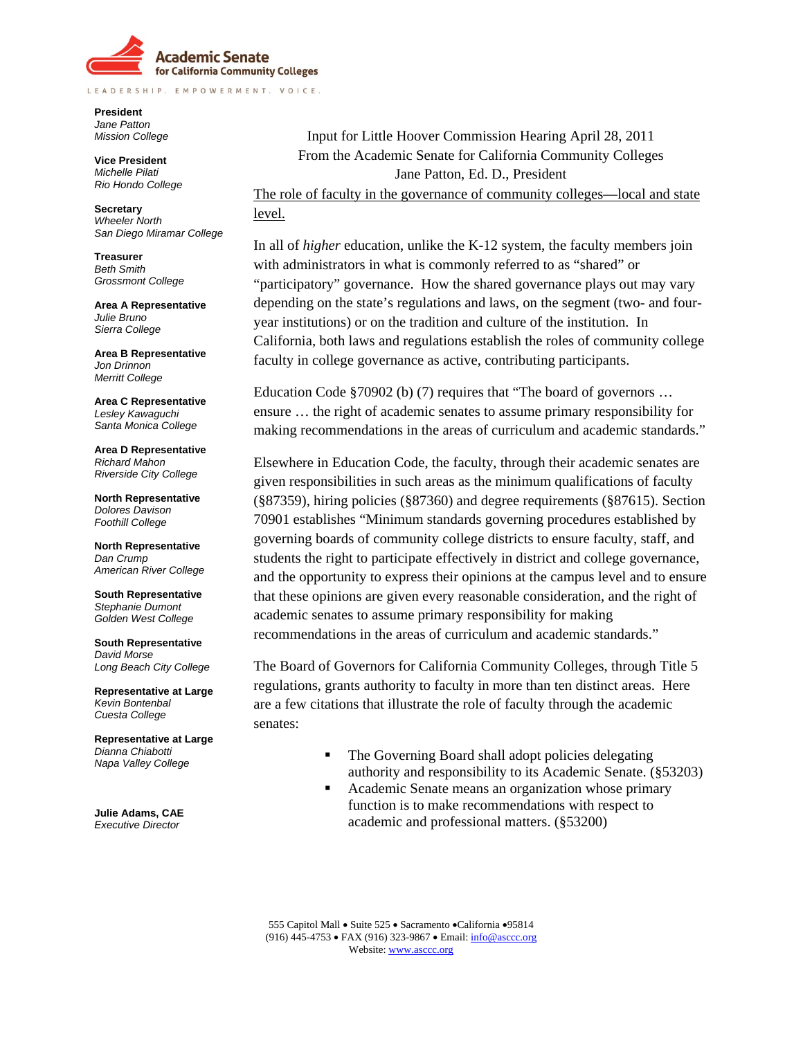**Academic Senate for California Community Colleges**

LEADERSHIP. EMPOWERMENT. VOICE.

**President**
*Jane Patton*
*Mission College*

**Vice President**
*Michelle Pilati*
*Rio Hondo College*

**Secretary**
*Wheeler North*
*San Diego Miramar College*

**Treasurer**
*Beth Smith*
*Grossmont College*

**Area A Representative**
*Julie Bruno*
*Sierra College*

**Area B Representative**
*Jon Drinnon*
*Merritt College*

**Area C Representative**
*Lesley Kawaguchi*
*Santa Monica College*

**Area D Representative**
*Richard Mahon*
*Riverside City College*

**North Representative**
*Dolores Davison*
*Foothill College*

**North Representative**
*Dan Crump*
*American River College*

**South Representative**
*Stephanie Dumont*
*Golden West College*

**South Representative**
*David Morse*
*Long Beach City College*

**Representative at Large**
*Kevin Bontenbal*
*Cuesta College*

**Representative at Large**
*Dianna Chiabotti*
*Napa Valley College*

**Julie Adams, CAE**
*Executive Director*

Input for Little Hoover Commission Hearing April 28, 2011
From the Academic Senate for California Community Colleges
Jane Patton, Ed. D., President

The role of faculty in the governance of community colleges—local and state level.

In all of *higher* education, unlike the K-12 system, the faculty members join with administrators in what is commonly referred to as "shared" or "participatory" governance. How the shared governance plays out may vary depending on the state's regulations and laws, on the segment (two- and four-year institutions) or on the tradition and culture of the institution. In California, both laws and regulations establish the roles of community college faculty in college governance as active, contributing participants.

Education Code §70902 (b) (7) requires that "The board of governors … ensure … the right of academic senates to assume primary responsibility for making recommendations in the areas of curriculum and academic standards."

Elsewhere in Education Code, the faculty, through their academic senates are given responsibilities in such areas as the minimum qualifications of faculty (§87359), hiring policies (§87360) and degree requirements (§87615). Section 70901 establishes "Minimum standards governing procedures established by governing boards of community college districts to ensure faculty, staff, and students the right to participate effectively in district and college governance, and the opportunity to express their opinions at the campus level and to ensure that these opinions are given every reasonable consideration, and the right of academic senates to assume primary responsibility for making recommendations in the areas of curriculum and academic standards."

The Board of Governors for California Community Colleges, through Title 5 regulations, grants authority to faculty in more than ten distinct areas. Here are a few citations that illustrate the role of faculty through the academic senates:

- The Governing Board shall adopt policies delegating authority and responsibility to its Academic Senate. (§53203)
- Academic Senate means an organization whose primary function is to make recommendations with respect to academic and professional matters. (§53200)

555 Capitol Mall • Suite 525 • Sacramento •California •95814
(916) 445-4753 • FAX (916) 323-9867 • Email: info@asccc.org
Website: www.asccc.org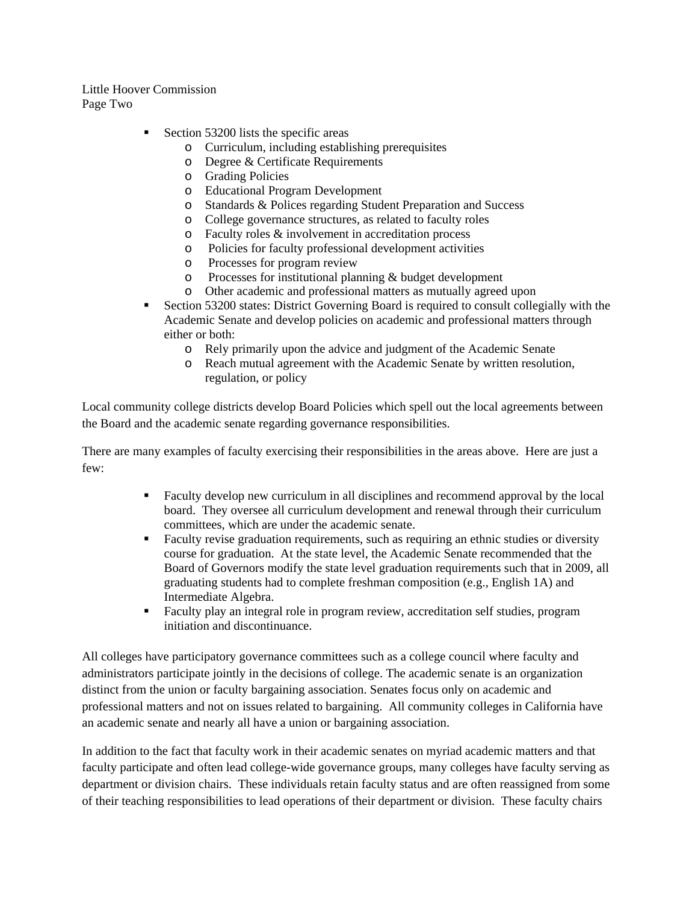- Section 53200 lists the specific areas
  - Curriculum, including establishing prerequisites
  - Degree & Certificate Requirements
  - Grading Policies
  - Educational Program Development
  - Standards & Polices regarding Student Preparation and Success
  - College governance structures, as related to faculty roles
  - Faculty roles & involvement in accreditation process
  - Policies for faculty professional development activities
  - Processes for program review
  - Processes for institutional planning & budget development
  - Other academic and professional matters as mutually agreed upon
- Section 53200 states: District Governing Board is required to consult collegially with the Academic Senate and develop policies on academic and professional matters through either or both:
  - Rely primarily upon the advice and judgment of the Academic Senate
  - Reach mutual agreement with the Academic Senate by written resolution, regulation, or policy

Local community college districts develop Board Policies which spell out the local agreements between the Board and the academic senate regarding governance responsibilities.

There are many examples of faculty exercising their responsibilities in the areas above. Here are just a few:

- Faculty develop new curriculum in all disciplines and recommend approval by the local board. They oversee all curriculum development and renewal through their curriculum committees, which are under the academic senate.
- Faculty revise graduation requirements, such as requiring an ethnic studies or diversity course for graduation. At the state level, the Academic Senate recommended that the Board of Governors modify the state level graduation requirements such that in 2009, all graduating students had to complete freshman composition (e.g., English 1A) and Intermediate Algebra.
- Faculty play an integral role in program review, accreditation self studies, program initiation and discontinuance.

All colleges have participatory governance committees such as a college council where faculty and administrators participate jointly in the decisions of college. The academic senate is an organization distinct from the union or faculty bargaining association. Senates focus only on academic and professional matters and not on issues related to bargaining. All community colleges in California have an academic senate and nearly all have a union or bargaining association.

In addition to the fact that faculty work in their academic senates on myriad academic matters and that faculty participate and often lead college-wide governance groups, many colleges have faculty serving as department or division chairs. These individuals retain faculty status and are often reassigned from some of their teaching responsibilities to lead operations of their department or division. These faculty chairs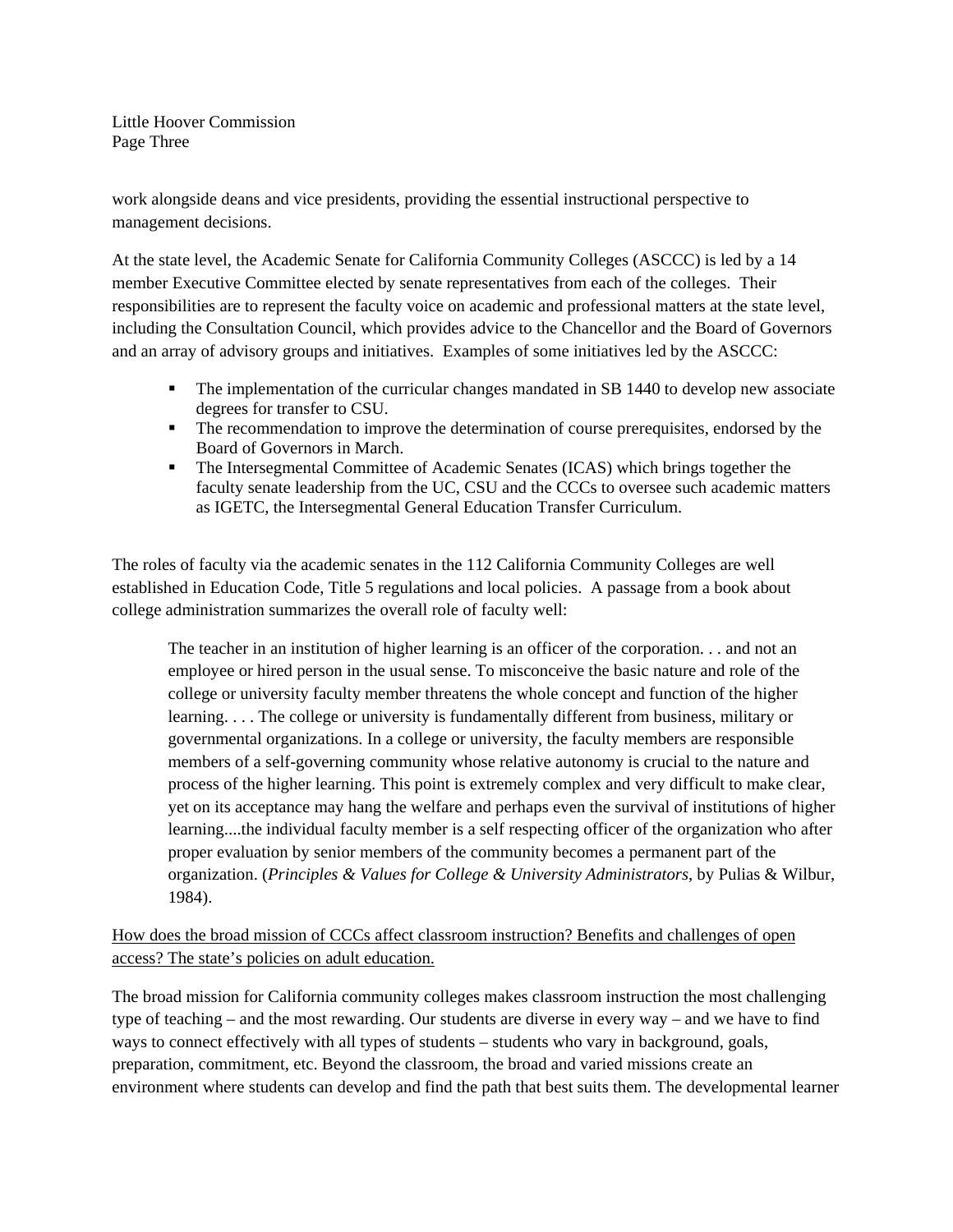work alongside deans and vice presidents, providing the essential instructional perspective to management decisions.

At the state level, the Academic Senate for California Community Colleges (ASCCC) is led by a 14 member Executive Committee elected by senate representatives from each of the colleges. Their responsibilities are to represent the faculty voice on academic and professional matters at the state level, including the Consultation Council, which provides advice to the Chancellor and the Board of Governors and an array of advisory groups and initiatives. Examples of some initiatives led by the ASCCC:

- The implementation of the curricular changes mandated in SB 1440 to develop new associate degrees for transfer to CSU.
- The recommendation to improve the determination of course prerequisites, endorsed by the Board of Governors in March.
- The Intersegmental Committee of Academic Senates (ICAS) which brings together the faculty senate leadership from the UC, CSU and the CCCs to oversee such academic matters as IGETC, the Intersegmental General Education Transfer Curriculum.

The roles of faculty via the academic senates in the 112 California Community Colleges are well established in Education Code, Title 5 regulations and local policies. A passage from a book about college administration summarizes the overall role of faculty well:

> The teacher in an institution of higher learning is an officer of the corporation. . . and not an employee or hired person in the usual sense. To misconceive the basic nature and role of the college or university faculty member threatens the whole concept and function of the higher learning. . . . The college or university is fundamentally different from business, military or governmental organizations. In a college or university, the faculty members are responsible members of a self-governing community whose relative autonomy is crucial to the nature and process of the higher learning. This point is extremely complex and very difficult to make clear, yet on its acceptance may hang the welfare and perhaps even the survival of institutions of higher learning....the individual faculty member is a self respecting officer of the organization who after proper evaluation by senior members of the community becomes a permanent part of the organization. (*Principles & Values for College & University Administrators,* by Pulias & Wilbur, 1984).

<u>How does the broad mission of CCCs affect classroom instruction? Benefits and challenges of open access? The state's policies on adult education.</u>

The broad mission for California community colleges makes classroom instruction the most challenging type of teaching – and the most rewarding. Our students are diverse in every way – and we have to find ways to connect effectively with all types of students – students who vary in background, goals, preparation, commitment, etc. Beyond the classroom, the broad and varied missions create an environment where students can develop and find the path that best suits them. The developmental learner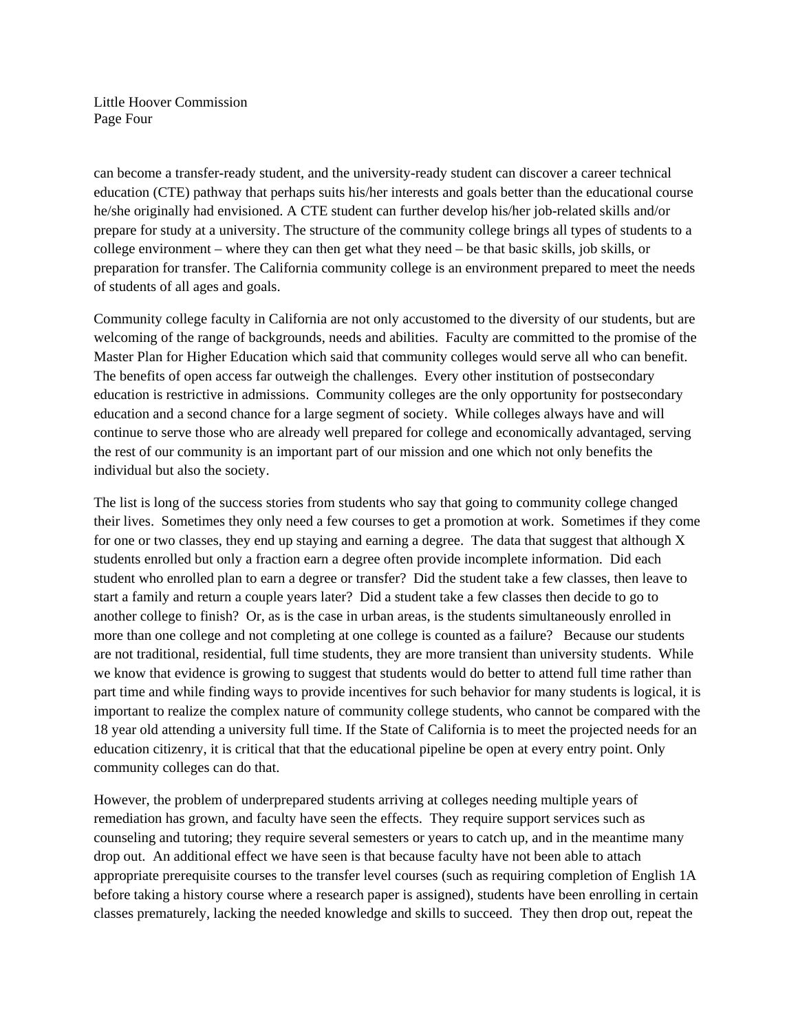can become a transfer-ready student, and the university-ready student can discover a career technical education (CTE) pathway that perhaps suits his/her interests and goals better than the educational course he/she originally had envisioned. A CTE student can further develop his/her job-related skills and/or prepare for study at a university. The structure of the community college brings all types of students to a college environment – where they can then get what they need – be that basic skills, job skills, or preparation for transfer. The California community college is an environment prepared to meet the needs of students of all ages and goals.

Community college faculty in California are not only accustomed to the diversity of our students, but are welcoming of the range of backgrounds, needs and abilities. Faculty are committed to the promise of the Master Plan for Higher Education which said that community colleges would serve all who can benefit. The benefits of open access far outweigh the challenges. Every other institution of postsecondary education is restrictive in admissions. Community colleges are the only opportunity for postsecondary education and a second chance for a large segment of society. While colleges always have and will continue to serve those who are already well prepared for college and economically advantaged, serving the rest of our community is an important part of our mission and one which not only benefits the individual but also the society.

The list is long of the success stories from students who say that going to community college changed their lives. Sometimes they only need a few courses to get a promotion at work. Sometimes if they come for one or two classes, they end up staying and earning a degree. The data that suggest that although X students enrolled but only a fraction earn a degree often provide incomplete information. Did each student who enrolled plan to earn a degree or transfer? Did the student take a few classes, then leave to start a family and return a couple years later? Did a student take a few classes then decide to go to another college to finish? Or, as is the case in urban areas, is the students simultaneously enrolled in more than one college and not completing at one college is counted as a failure? Because our students are not traditional, residential, full time students, they are more transient than university students. While we know that evidence is growing to suggest that students would do better to attend full time rather than part time and while finding ways to provide incentives for such behavior for many students is logical, it is important to realize the complex nature of community college students, who cannot be compared with the 18 year old attending a university full time. If the State of California is to meet the projected needs for an education citizenry, it is critical that that the educational pipeline be open at every entry point. Only community colleges can do that.

However, the problem of underprepared students arriving at colleges needing multiple years of remediation has grown, and faculty have seen the effects. They require support services such as counseling and tutoring; they require several semesters or years to catch up, and in the meantime many drop out. An additional effect we have seen is that because faculty have not been able to attach appropriate prerequisite courses to the transfer level courses (such as requiring completion of English 1A before taking a history course where a research paper is assigned), students have been enrolling in certain classes prematurely, lacking the needed knowledge and skills to succeed. They then drop out, repeat the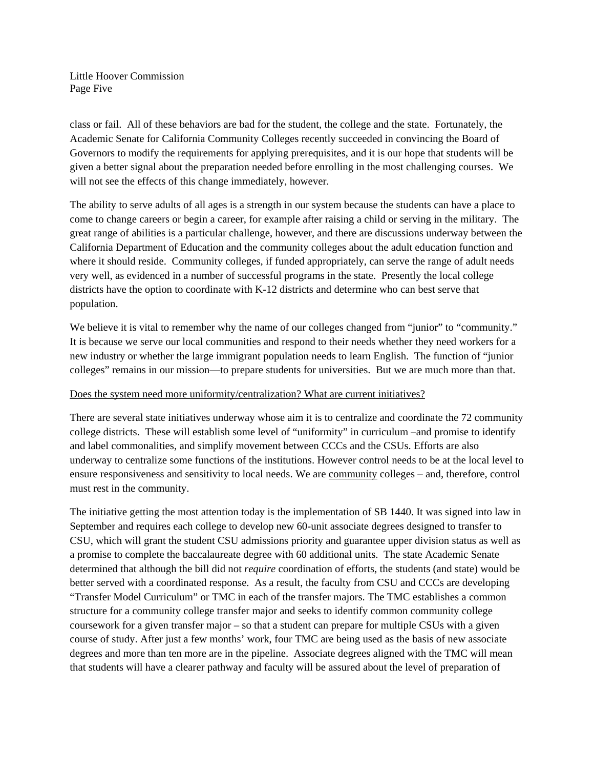class or fail. All of these behaviors are bad for the student, the college and the state. Fortunately, the Academic Senate for California Community Colleges recently succeeded in convincing the Board of Governors to modify the requirements for applying prerequisites, and it is our hope that students will be given a better signal about the preparation needed before enrolling in the most challenging courses. We will not see the effects of this change immediately, however.

The ability to serve adults of all ages is a strength in our system because the students can have a place to come to change careers or begin a career, for example after raising a child or serving in the military. The great range of abilities is a particular challenge, however, and there are discussions underway between the California Department of Education and the community colleges about the adult education function and where it should reside. Community colleges, if funded appropriately, can serve the range of adult needs very well, as evidenced in a number of successful programs in the state. Presently the local college districts have the option to coordinate with K-12 districts and determine who can best serve that population.

We believe it is vital to remember why the name of our colleges changed from "junior" to "community." It is because we serve our local communities and respond to their needs whether they need workers for a new industry or whether the large immigrant population needs to learn English. The function of "junior colleges" remains in our mission—to prepare students for universities. But we are much more than that.

<u>Does the system need more uniformity/centralization? What are current initiatives?</u>

There are several state initiatives underway whose aim it is to centralize and coordinate the 72 community college districts. These will establish some level of "uniformity" in curriculum –and promise to identify and label commonalities, and simplify movement between CCCs and the CSUs. Efforts are also underway to centralize some functions of the institutions. However control needs to be at the local level to ensure responsiveness and sensitivity to local needs. We are <u>community</u> colleges – and, therefore, control must rest in the community.

The initiative getting the most attention today is the implementation of SB 1440. It was signed into law in September and requires each college to develop new 60-unit associate degrees designed to transfer to CSU, which will grant the student CSU admissions priority and guarantee upper division status as well as a promise to complete the baccalaureate degree with 60 additional units. The state Academic Senate determined that although the bill did not *require* coordination of efforts, the students (and state) would be better served with a coordinated response. As a result, the faculty from CSU and CCCs are developing "Transfer Model Curriculum" or TMC in each of the transfer majors. The TMC establishes a common structure for a community college transfer major and seeks to identify common community college coursework for a given transfer major – so that a student can prepare for multiple CSUs with a given course of study. After just a few months' work, four TMC are being used as the basis of new associate degrees and more than ten more are in the pipeline. Associate degrees aligned with the TMC will mean that students will have a clearer pathway and faculty will be assured about the level of preparation of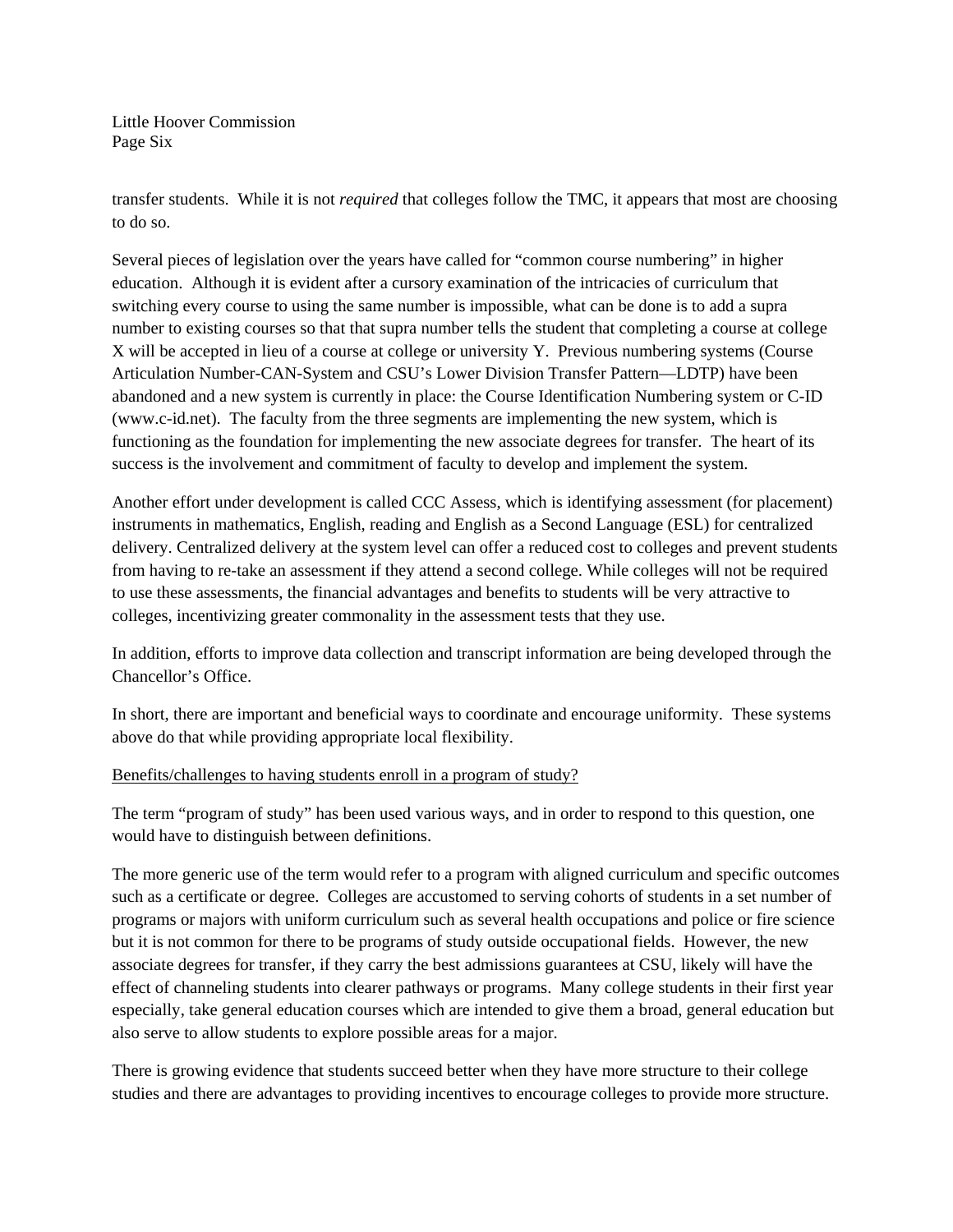transfer students. While it is not *required* that colleges follow the TMC, it appears that most are choosing to do so.

Several pieces of legislation over the years have called for "common course numbering" in higher education. Although it is evident after a cursory examination of the intricacies of curriculum that switching every course to using the same number is impossible, what can be done is to add a supra number to existing courses so that that supra number tells the student that completing a course at college X will be accepted in lieu of a course at college or university Y. Previous numbering systems (Course Articulation Number-CAN-System and CSU's Lower Division Transfer Pattern—LDTP) have been abandoned and a new system is currently in place: the Course Identification Numbering system or C-ID (www.c-id.net). The faculty from the three segments are implementing the new system, which is functioning as the foundation for implementing the new associate degrees for transfer. The heart of its success is the involvement and commitment of faculty to develop and implement the system.

Another effort under development is called CCC Assess, which is identifying assessment (for placement) instruments in mathematics, English, reading and English as a Second Language (ESL) for centralized delivery. Centralized delivery at the system level can offer a reduced cost to colleges and prevent students from having to re-take an assessment if they attend a second college. While colleges will not be required to use these assessments, the financial advantages and benefits to students will be very attractive to colleges, incentivizing greater commonality in the assessment tests that they use.

In addition, efforts to improve data collection and transcript information are being developed through the Chancellor's Office.

In short, there are important and beneficial ways to coordinate and encourage uniformity. These systems above do that while providing appropriate local flexibility.

<u>Benefits/challenges to having students enroll in a program of study?</u>

The term "program of study" has been used various ways, and in order to respond to this question, one would have to distinguish between definitions.

The more generic use of the term would refer to a program with aligned curriculum and specific outcomes such as a certificate or degree. Colleges are accustomed to serving cohorts of students in a set number of programs or majors with uniform curriculum such as several health occupations and police or fire science but it is not common for there to be programs of study outside occupational fields. However, the new associate degrees for transfer, if they carry the best admissions guarantees at CSU, likely will have the effect of channeling students into clearer pathways or programs. Many college students in their first year especially, take general education courses which are intended to give them a broad, general education but also serve to allow students to explore possible areas for a major.

There is growing evidence that students succeed better when they have more structure to their college studies and there are advantages to providing incentives to encourage colleges to provide more structure.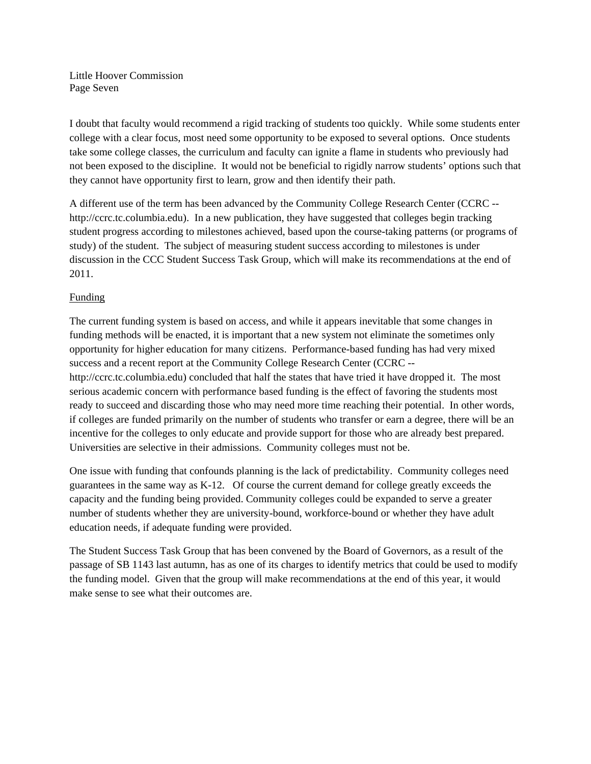I doubt that faculty would recommend a rigid tracking of students too quickly. While some students enter college with a clear focus, most need some opportunity to be exposed to several options. Once students take some college classes, the curriculum and faculty can ignite a flame in students who previously had not been exposed to the discipline. It would not be beneficial to rigidly narrow students' options such that they cannot have opportunity first to learn, grow and then identify their path.

A different use of the term has been advanced by the Community College Research Center (CCRC -- http://ccrc.tc.columbia.edu). In a new publication, they have suggested that colleges begin tracking student progress according to milestones achieved, based upon the course-taking patterns (or programs of study) of the student. The subject of measuring student success according to milestones is under discussion in the CCC Student Success Task Group, which will make its recommendations at the end of 2011.

<u>Funding</u>

The current funding system is based on access, and while it appears inevitable that some changes in funding methods will be enacted, it is important that a new system not eliminate the sometimes only opportunity for higher education for many citizens. Performance-based funding has had very mixed success and a recent report at the Community College Research Center (CCRC -- http://ccrc.tc.columbia.edu) concluded that half the states that have tried it have dropped it. The most serious academic concern with performance based funding is the effect of favoring the students most ready to succeed and discarding those who may need more time reaching their potential. In other words, if colleges are funded primarily on the number of students who transfer or earn a degree, there will be an incentive for the colleges to only educate and provide support for those who are already best prepared. Universities are selective in their admissions. Community colleges must not be.

One issue with funding that confounds planning is the lack of predictability. Community colleges need guarantees in the same way as K-12. Of course the current demand for college greatly exceeds the capacity and the funding being provided. Community colleges could be expanded to serve a greater number of students whether they are university-bound, workforce-bound or whether they have adult education needs, if adequate funding were provided.

The Student Success Task Group that has been convened by the Board of Governors, as a result of the passage of SB 1143 last autumn, has as one of its charges to identify metrics that could be used to modify the funding model. Given that the group will make recommendations at the end of this year, it would make sense to see what their outcomes are.